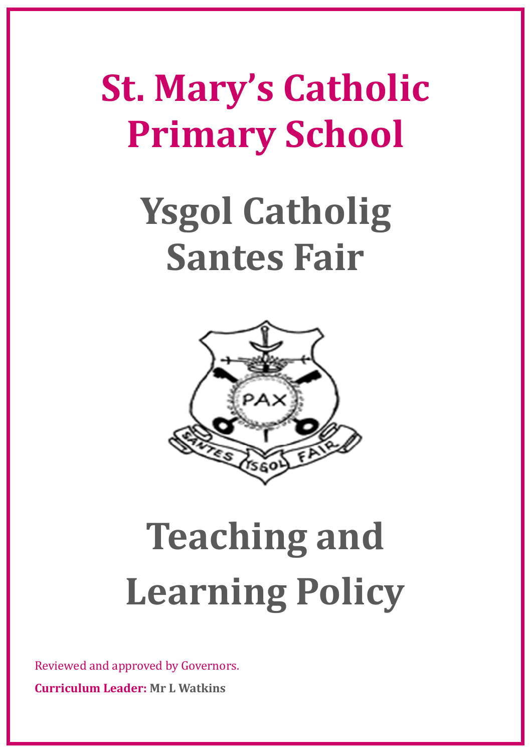# St. Mary's Catholic Primary School

# Ysgol Catholig Santes Fair

# Teaching and Learning Policy

Reviewed and approved by Governors.

**Curriculum Leader:** **Mr L Watkins**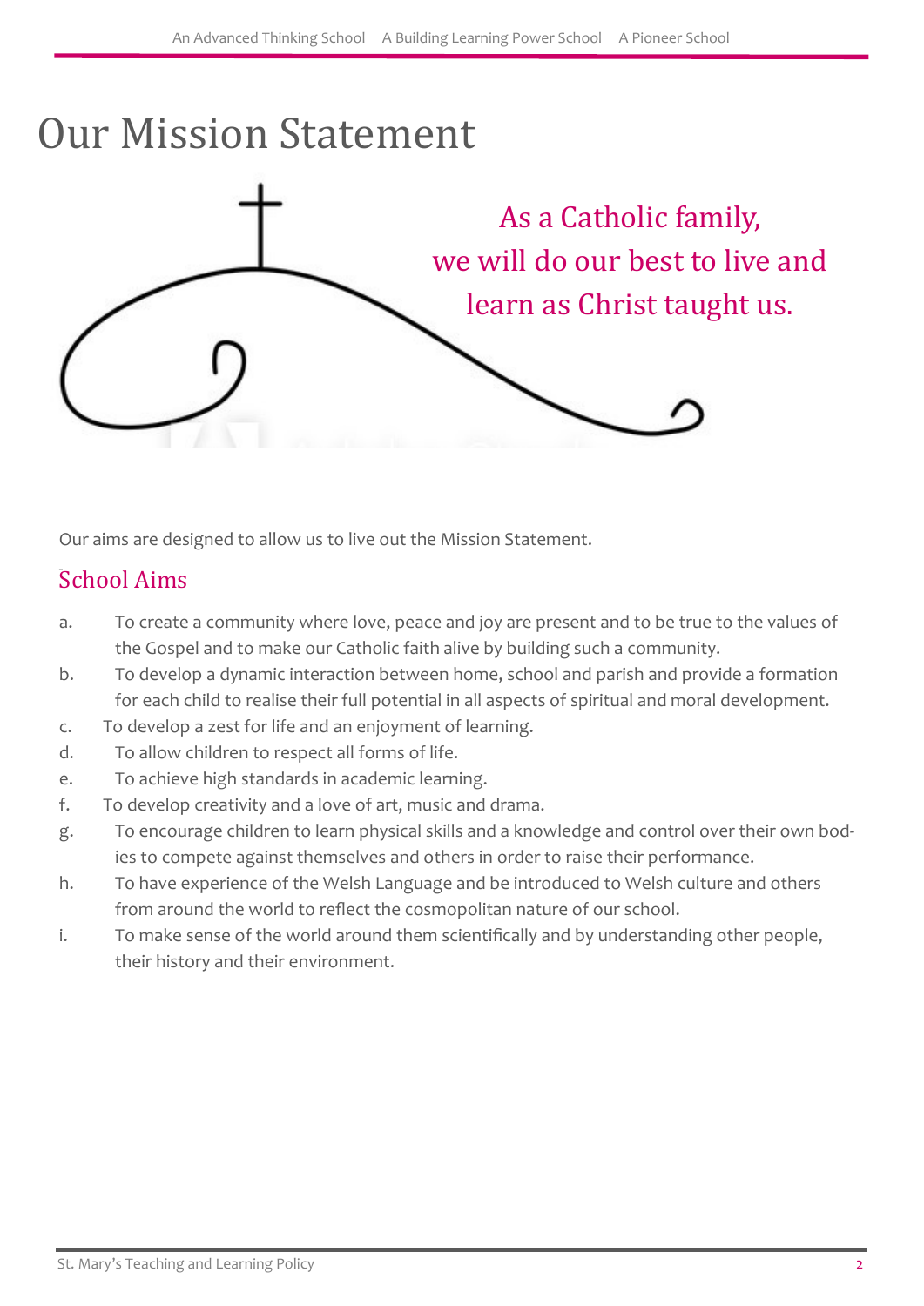# Our Mission Statement

As a Catholic family,
we will do our best to live and
learn as Christ taught us.

Our aims are designed to allow us to live out the Mission Statement.

## School Aims

a. To create a community where love, peace and joy are present and to be true to the values of the Gospel and to make our Catholic faith alive by building such a community.

b. To develop a dynamic interaction between home, school and parish and provide a formation for each child to realise their full potential in all aspects of spiritual and moral development.

c. To develop a zest for life and an enjoyment of learning.

d. To allow children to respect all forms of life.

e. To achieve high standards in academic learning.

f. To develop creativity and a love of art, music and drama.

g. To encourage children to learn physical skills and a knowledge and control over their own bodies to compete against themselves and others in order to raise their performance.

h. To have experience of the Welsh Language and be introduced to Welsh culture and others from around the world to reflect the cosmopolitan nature of our school.

i. To make sense of the world around them scientifically and by understanding other people, their history and their environment.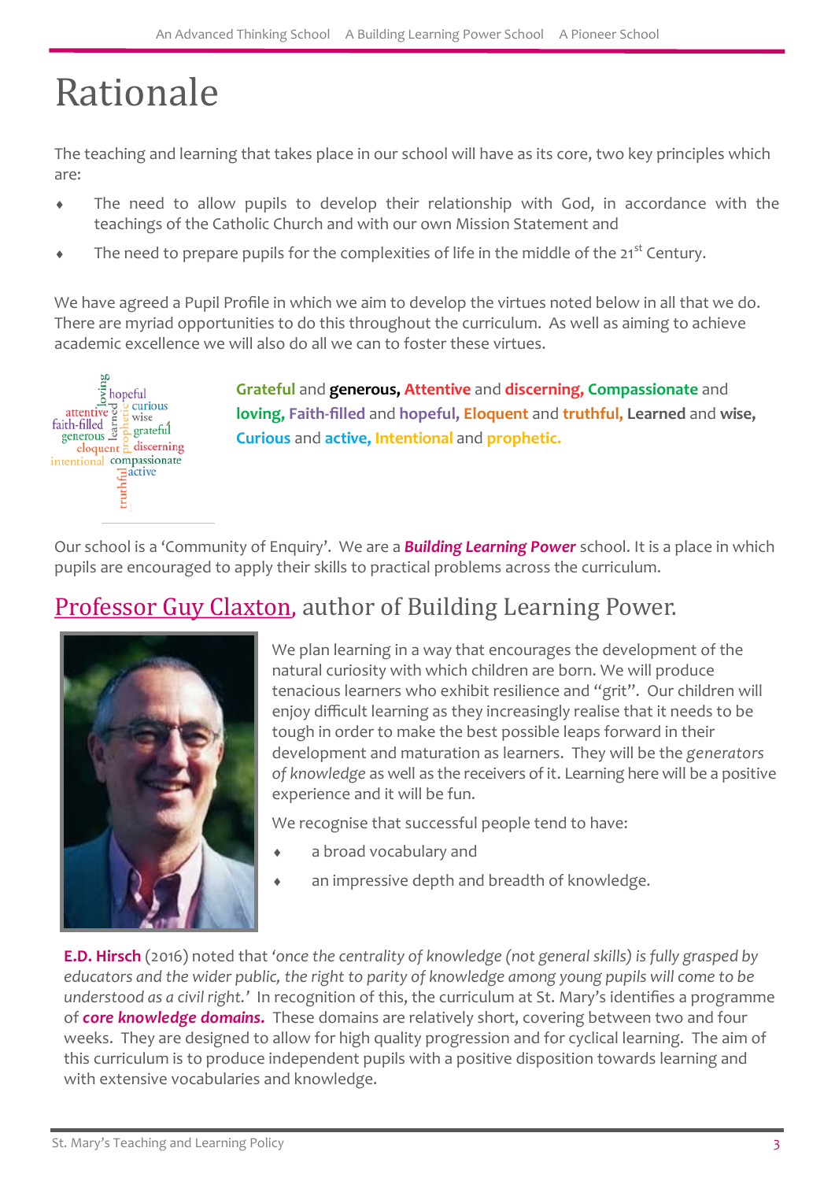# Rationale

The teaching and learning that takes place in our school will have as its core, two key principles which are:

- The need to allow pupils to develop their relationship with God, in accordance with the teachings of the Catholic Church and with our own Mission Statement and
- The need to prepare pupils for the complexities of life in the middle of the 21st Century.

We have agreed a Pupil Profile in which we aim to develop the virtues noted below in all that we do. There are myriad opportunities to do this throughout the curriculum. As well as aiming to achieve academic excellence we will also do all we can to foster these virtues.

**Grateful** and **generous, Attentive** and **discerning, Compassionate** and **loving, Faith-filled** and **hopeful, Eloquent** and **truthful, Learned** and **wise, Curious** and **active, Intentional** and **prophetic.**

Our school is a 'Community of Enquiry'. We are a ***Building Learning Power*** school. It is a place in which pupils are encouraged to apply their skills to practical problems across the curriculum.

## Professor Guy Claxton, author of Building Learning Power.

We plan learning in a way that encourages the development of the natural curiosity with which children are born. We will produce tenacious learners who exhibit resilience and "grit". Our children will enjoy difficult learning as they increasingly realise that it needs to be tough in order to make the best possible leaps forward in their development and maturation as learners. They will be the *generators of knowledge* as well as the receivers of it. Learning here will be a positive experience and it will be fun.

We recognise that successful people tend to have:

- a broad vocabulary and
- an impressive depth and breadth of knowledge.

**E.D. Hirsch** (2016) noted that *'once the centrality of knowledge (not general skills) is fully grasped by educators and the wider public, the right to parity of knowledge among young pupils will come to be understood as a civil right.'* In recognition of this, the curriculum at St. Mary's identifies a programme of ***core knowledge domains.*** These domains are relatively short, covering between two and four weeks. They are designed to allow for high quality progression and for cyclical learning. The aim of this curriculum is to produce independent pupils with a positive disposition towards learning and with extensive vocabularies and knowledge.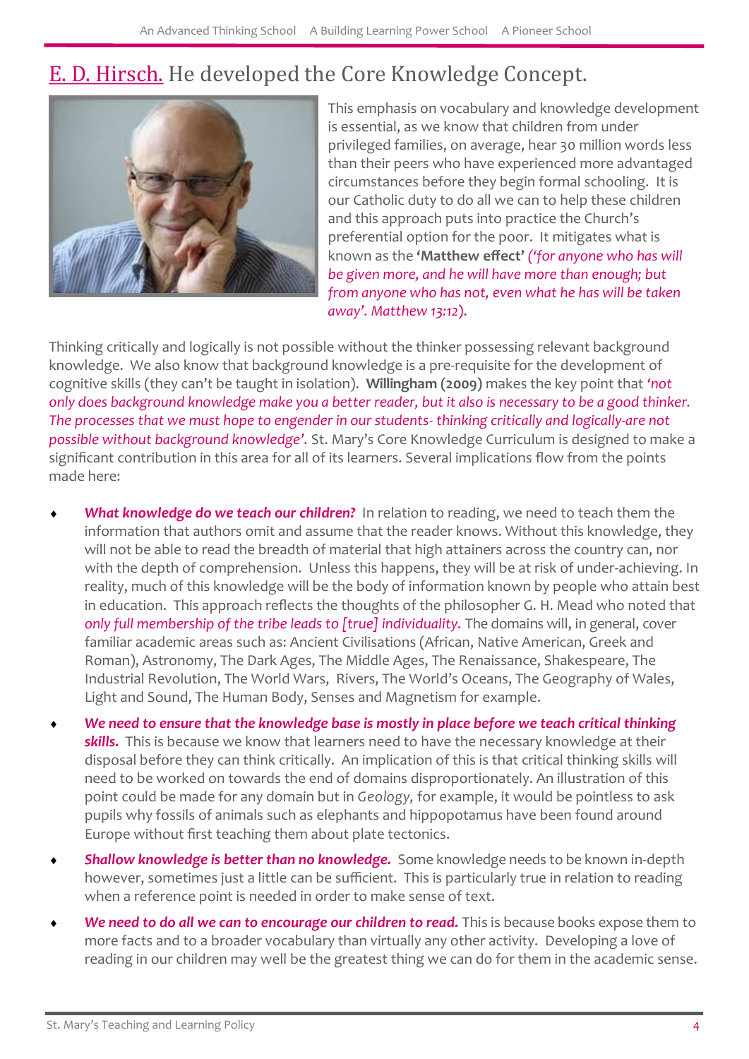## E. D. Hirsch. He developed the Core Knowledge Concept.

This emphasis on vocabulary and knowledge development is essential, as we know that children from under privileged families, on average, hear 30 million words less than their peers who have experienced more advantaged circumstances before they begin formal schooling. It is our Catholic duty to do all we can to help these children and this approach puts into practice the Church's preferential option for the poor. It mitigates what is known as the **'Matthew effect'** *('for anyone who has will be given more, and he will have more than enough; but from anyone who has not, even what he has will be taken away'. Matthew 13:12).*

Thinking critically and logically is not possible without the thinker possessing relevant background knowledge. We also know that background knowledge is a pre-requisite for the development of cognitive skills (they can't be taught in isolation). **Willingham (2009)** makes the key point that *'not only does background knowledge make you a better reader, but it also is necessary to be a good thinker. The processes that we must hope to engender in our students- thinking critically and logically-are not possible without background knowledge'.* St. Mary's Core Knowledge Curriculum is designed to make a significant contribution in this area for all of its learners. Several implications flow from the points made here:

- ***What knowledge do we teach our children?*** In relation to reading, we need to teach them the information that authors omit and assume that the reader knows. Without this knowledge, they will not be able to read the breadth of material that high attainers across the country can, nor with the depth of comprehension. Unless this happens, they will be at risk of under-achieving. In reality, much of this knowledge will be the body of information known by people who attain best in education. This approach reflects the thoughts of the philosopher G. H. Mead who noted that *only full membership of the tribe leads to [true] individuality.* The domains will, in general, cover familiar academic areas such as: Ancient Civilisations (African, Native American, Greek and Roman), Astronomy, The Dark Ages, The Middle Ages, The Renaissance, Shakespeare, The Industrial Revolution, The World Wars, Rivers, The World's Oceans, The Geography of Wales, Light and Sound, The Human Body, Senses and Magnetism for example.
- ***We need to ensure that the knowledge base is mostly in place before we teach critical thinking skills.*** This is because we know that learners need to have the necessary knowledge at their disposal before they can think critically. An implication of this is that critical thinking skills will need to be worked on towards the end of domains disproportionately. An illustration of this point could be made for any domain but in *Geology,* for example, it would be pointless to ask pupils why fossils of animals such as elephants and hippopotamus have been found around Europe without first teaching them about plate tectonics.
- ***Shallow knowledge is better than no knowledge.*** Some knowledge needs to be known in-depth however, sometimes just a little can be sufficient. This is particularly true in relation to reading when a reference point is needed in order to make sense of text.
- ***We need to do all we can to encourage our children to read.*** This is because books expose them to more facts and to a broader vocabulary than virtually any other activity. Developing a love of reading in our children may well be the greatest thing we can do for them in the academic sense.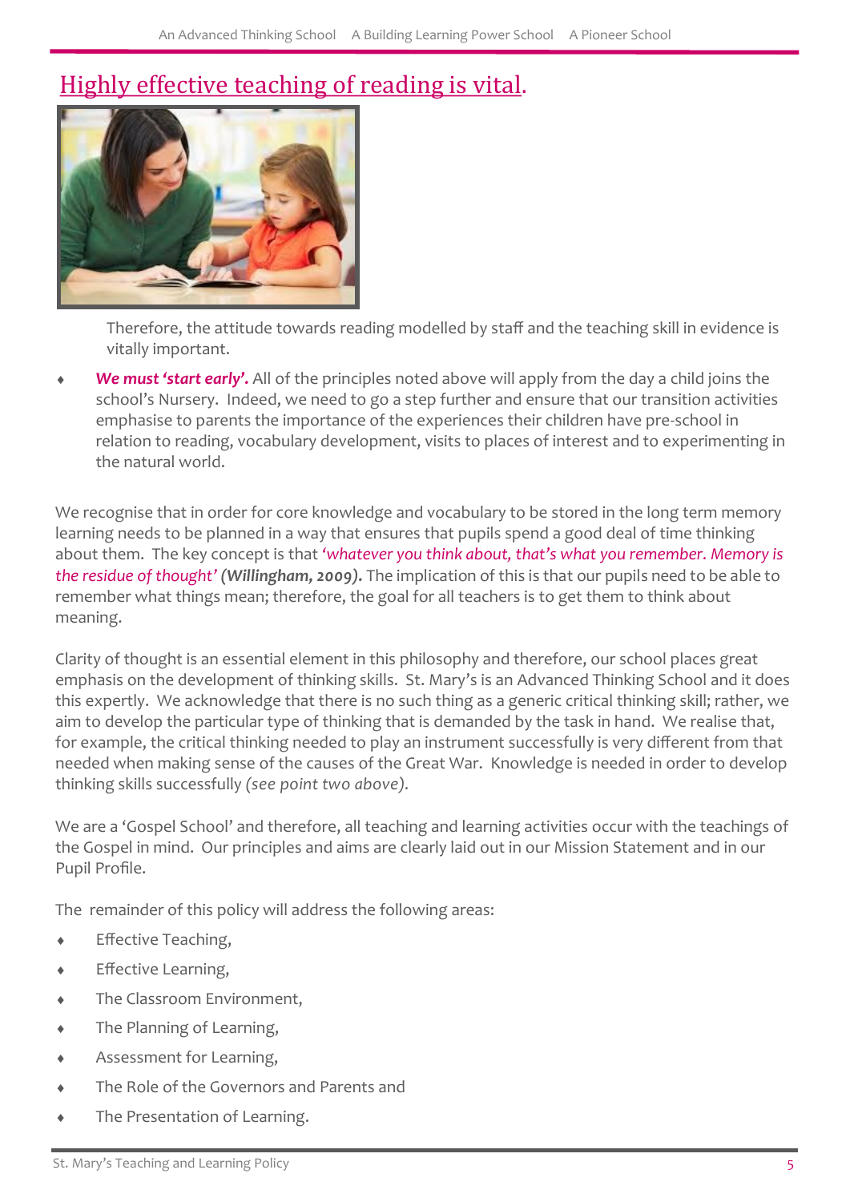## Highly effective teaching of reading is vital.

Therefore, the attitude towards reading modelled by staff and the teaching skill in evidence is vitally important.

- ***We must 'start early'.*** All of the principles noted above will apply from the day a child joins the school's Nursery. Indeed, we need to go a step further and ensure that our transition activities emphasise to parents the importance of the experiences their children have pre-school in relation to reading, vocabulary development, visits to places of interest and to experimenting in the natural world.

We recognise that in order for core knowledge and vocabulary to be stored in the long term memory learning needs to be planned in a way that ensures that pupils spend a good deal of time thinking about them. The key concept is that *'whatever you think about, that's what you remember. Memory is the residue of thought'* ***(Willingham, 2009).*** The implication of this is that our pupils need to be able to remember what things mean; therefore, the goal for all teachers is to get them to think about meaning.

Clarity of thought is an essential element in this philosophy and therefore, our school places great emphasis on the development of thinking skills. St. Mary's is an Advanced Thinking School and it does this expertly. We acknowledge that there is no such thing as a generic critical thinking skill; rather, we aim to develop the particular type of thinking that is demanded by the task in hand. We realise that, for example, the critical thinking needed to play an instrument successfully is very different from that needed when making sense of the causes of the Great War. Knowledge is needed in order to develop thinking skills successfully *(see point two above).*

We are a 'Gospel School' and therefore, all teaching and learning activities occur with the teachings of the Gospel in mind. Our principles and aims are clearly laid out in our Mission Statement and in our Pupil Profile.

The remainder of this policy will address the following areas:

- Effective Teaching,
- Effective Learning,
- The Classroom Environment,
- The Planning of Learning,
- Assessment for Learning,
- The Role of the Governors and Parents and
- The Presentation of Learning.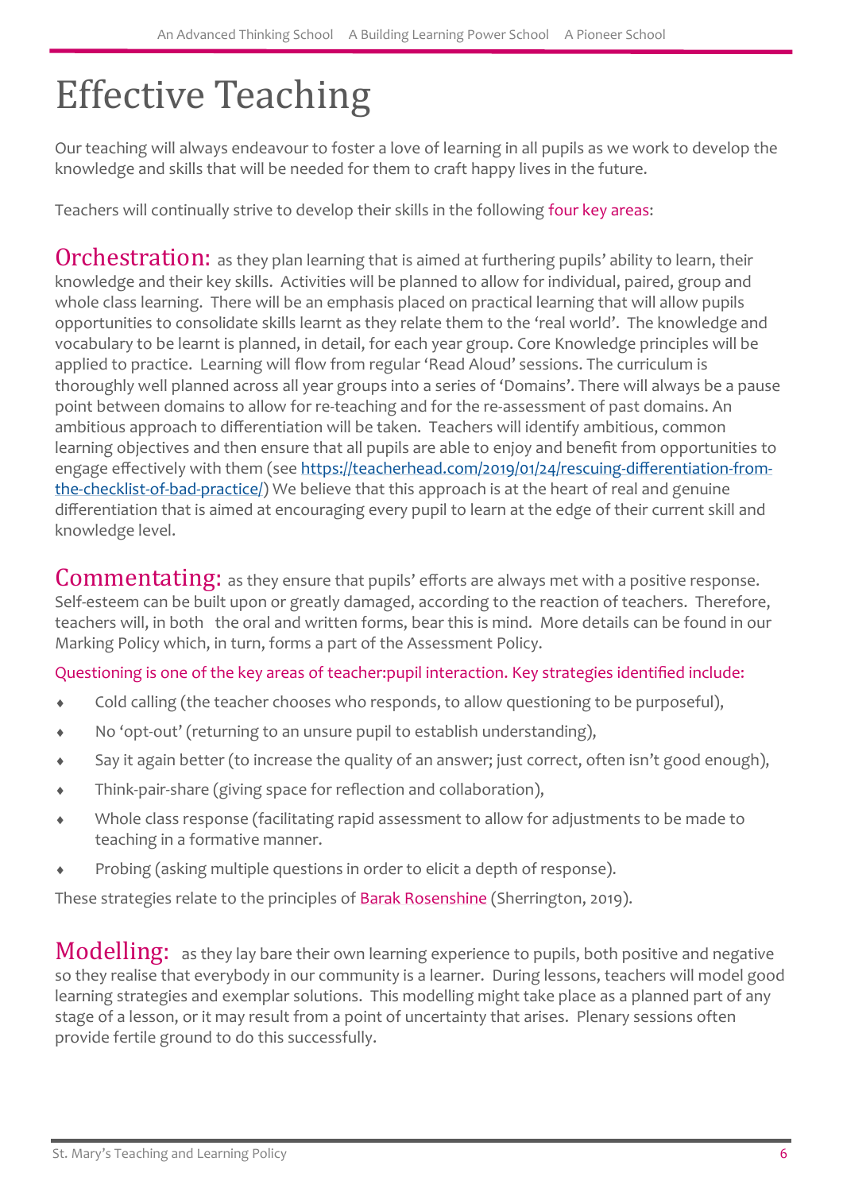# Effective Teaching

Our teaching will always endeavour to foster a love of learning in all pupils as we work to develop the knowledge and skills that will be needed for them to craft happy lives in the future.

Teachers will continually strive to develop their skills in the following four key areas:

**Orchestration:** as they plan learning that is aimed at furthering pupils' ability to learn, their knowledge and their key skills. Activities will be planned to allow for individual, paired, group and whole class learning. There will be an emphasis placed on practical learning that will allow pupils opportunities to consolidate skills learnt as they relate them to the 'real world'. The knowledge and vocabulary to be learnt is planned, in detail, for each year group. Core Knowledge principles will be applied to practice. Learning will flow from regular 'Read Aloud' sessions. The curriculum is thoroughly well planned across all year groups into a series of 'Domains'. There will always be a pause point between domains to allow for re-teaching and for the re-assessment of past domains. An ambitious approach to differentiation will be taken. Teachers will identify ambitious, common learning objectives and then ensure that all pupils are able to enjoy and benefit from opportunities to engage effectively with them (see https://teacherhead.com/2019/01/24/rescuing-differentiation-from-the-checklist-of-bad-practice/) We believe that this approach is at the heart of real and genuine differentiation that is aimed at encouraging every pupil to learn at the edge of their current skill and knowledge level.

**Commentating:** as they ensure that pupils' efforts are always met with a positive response. Self-esteem can be built upon or greatly damaged, according to the reaction of teachers. Therefore, teachers will, in both the oral and written forms, bear this is mind. More details can be found in our Marking Policy which, in turn, forms a part of the Assessment Policy.

Questioning is one of the key areas of teacher:pupil interaction. Key strategies identified include:

- Cold calling (the teacher chooses who responds, to allow questioning to be purposeful),
- No 'opt-out' (returning to an unsure pupil to establish understanding),
- Say it again better (to increase the quality of an answer; just correct, often isn't good enough),
- Think-pair-share (giving space for reflection and collaboration),
- Whole class response (facilitating rapid assessment to allow for adjustments to be made to teaching in a formative manner.
- Probing (asking multiple questions in order to elicit a depth of response).

These strategies relate to the principles of Barak Rosenshine (Sherrington, 2019).

**Modelling:** as they lay bare their own learning experience to pupils, both positive and negative so they realise that everybody in our community is a learner. During lessons, teachers will model good learning strategies and exemplar solutions. This modelling might take place as a planned part of any stage of a lesson, or it may result from a point of uncertainty that arises. Plenary sessions often provide fertile ground to do this successfully.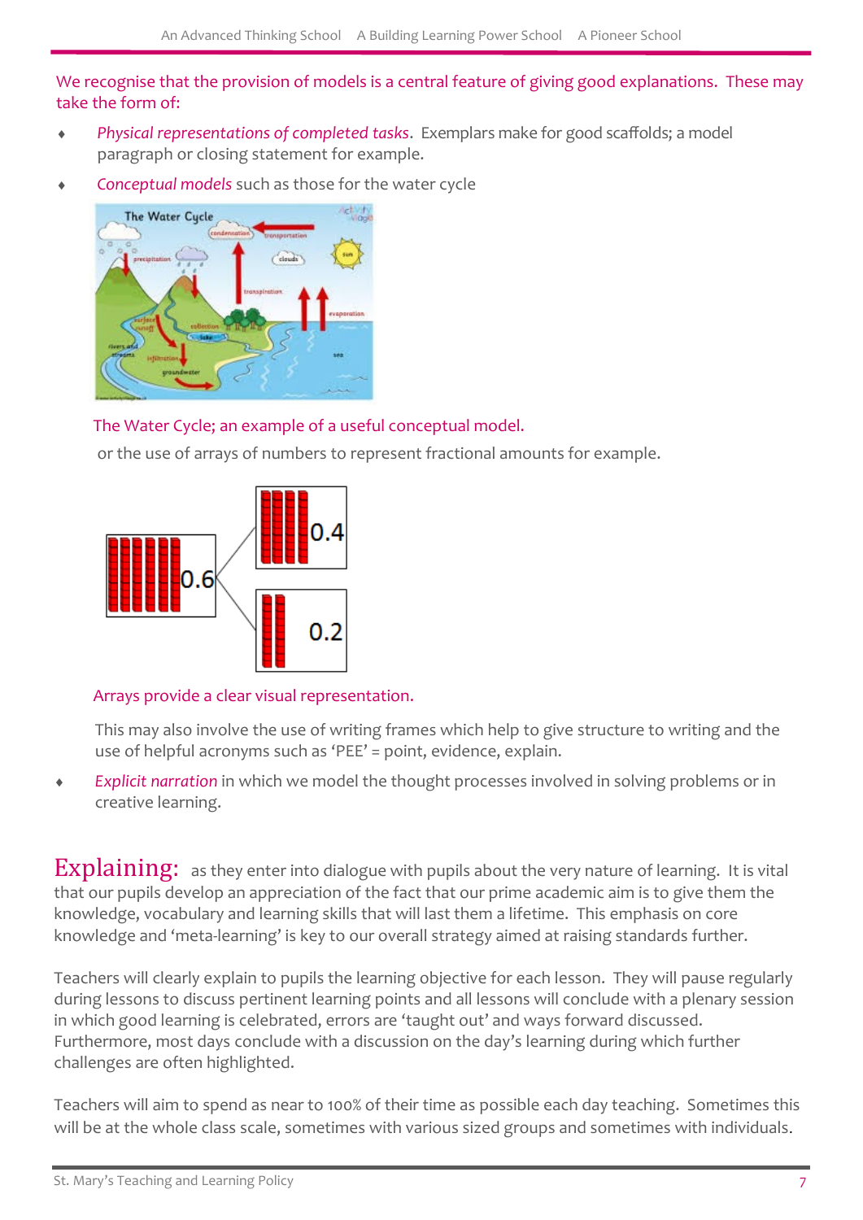We recognise that the provision of models is a central feature of giving good explanations. These may take the form of:

- *Physical representations of completed tasks*. Exemplars make for good scaffolds; a model paragraph or closing statement for example.
- *Conceptual models* such as those for the water cycle

  The Water Cycle; an example of a useful conceptual model.

  or the use of arrays of numbers to represent fractional amounts for example.

  Arrays provide a clear visual representation.

  This may also involve the use of writing frames which help to give structure to writing and the use of helpful acronyms such as 'PEE' = point, evidence, explain.

- *Explicit narration* in which we model the thought processes involved in solving problems or in creative learning.

**Explaining:** as they enter into dialogue with pupils about the very nature of learning. It is vital that our pupils develop an appreciation of the fact that our prime academic aim is to give them the knowledge, vocabulary and learning skills that will last them a lifetime. This emphasis on core knowledge and 'meta-learning' is key to our overall strategy aimed at raising standards further.

Teachers will clearly explain to pupils the learning objective for each lesson. They will pause regularly during lessons to discuss pertinent learning points and all lessons will conclude with a plenary session in which good learning is celebrated, errors are 'taught out' and ways forward discussed. Furthermore, most days conclude with a discussion on the day's learning during which further challenges are often highlighted.

Teachers will aim to spend as near to 100% of their time as possible each day teaching. Sometimes this will be at the whole class scale, sometimes with various sized groups and sometimes with individuals.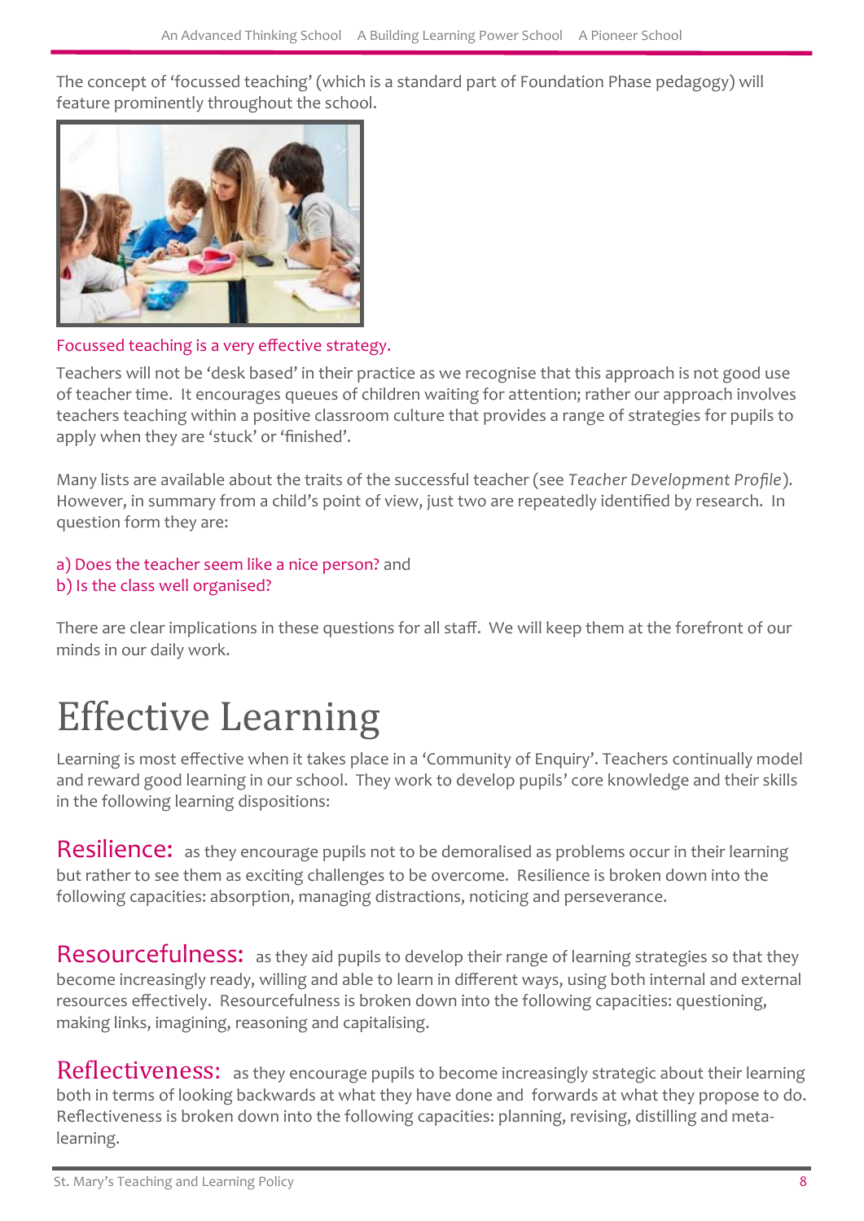The concept of 'focussed teaching' (which is a standard part of Foundation Phase pedagogy) will feature prominently throughout the school.

Focussed teaching is a very effective strategy.

Teachers will not be 'desk based' in their practice as we recognise that this approach is not good use of teacher time. It encourages queues of children waiting for attention; rather our approach involves teachers teaching within a positive classroom culture that provides a range of strategies for pupils to apply when they are 'stuck' or 'finished'.

Many lists are available about the traits of the successful teacher (see *Teacher Development Profile*). However, in summary from a child's point of view, just two are repeatedly identified by research. In question form they are:

a) Does the teacher seem like a nice person? and
b) Is the class well organised?

There are clear implications in these questions for all staff. We will keep them at the forefront of our minds in our daily work.

# Effective Learning

Learning is most effective when it takes place in a 'Community of Enquiry'. Teachers continually model and reward good learning in our school. They work to develop pupils' core knowledge and their skills in the following learning dispositions:

**Resilience:** as they encourage pupils not to be demoralised as problems occur in their learning but rather to see them as exciting challenges to be overcome. Resilience is broken down into the following capacities: absorption, managing distractions, noticing and perseverance.

**Resourcefulness:** as they aid pupils to develop their range of learning strategies so that they become increasingly ready, willing and able to learn in different ways, using both internal and external resources effectively. Resourcefulness is broken down into the following capacities: questioning, making links, imagining, reasoning and capitalising.

**Reflectiveness:** as they encourage pupils to become increasingly strategic about their learning both in terms of looking backwards at what they have done and forwards at what they propose to do. Reflectiveness is broken down into the following capacities: planning, revising, distilling and meta-learning.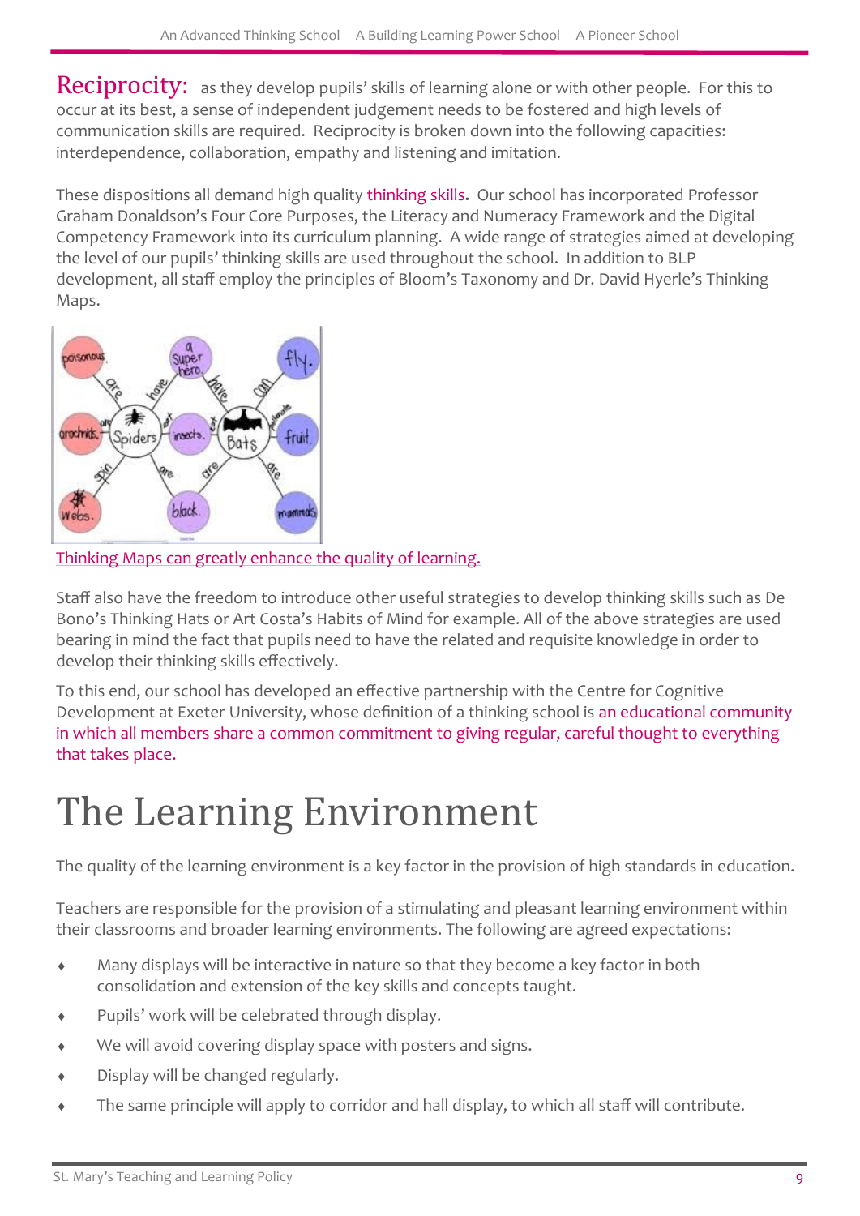**Reciprocity:** as they develop pupils' skills of learning alone or with other people. For this to occur at its best, a sense of independent judgement needs to be fostered and high levels of communication skills are required. Reciprocity is broken down into the following capacities: interdependence, collaboration, empathy and listening and imitation.

These dispositions all demand high quality thinking skills**.** Our school has incorporated Professor Graham Donaldson's Four Core Purposes, the Literacy and Numeracy Framework and the Digital Competency Framework into its curriculum planning. A wide range of strategies aimed at developing the level of our pupils' thinking skills are used throughout the school. In addition to BLP development, all staff employ the principles of Bloom's Taxonomy and Dr. David Hyerle's Thinking Maps.

Thinking Maps can greatly enhance the quality of learning.

Staff also have the freedom to introduce other useful strategies to develop thinking skills such as De Bono's Thinking Hats or Art Costa's Habits of Mind for example. All of the above strategies are used bearing in mind the fact that pupils need to have the related and requisite knowledge in order to develop their thinking skills effectively.

To this end, our school has developed an effective partnership with the Centre for Cognitive Development at Exeter University, whose definition of a thinking school is an educational community in which all members share a common commitment to giving regular, careful thought to everything that takes place.

# The Learning Environment

The quality of the learning environment is a key factor in the provision of high standards in education.

Teachers are responsible for the provision of a stimulating and pleasant learning environment within their classrooms and broader learning environments. The following are agreed expectations:

- Many displays will be interactive in nature so that they become a key factor in both consolidation and extension of the key skills and concepts taught.
- Pupils' work will be celebrated through display.
- We will avoid covering display space with posters and signs.
- Display will be changed regularly.
- The same principle will apply to corridor and hall display, to which all staff will contribute.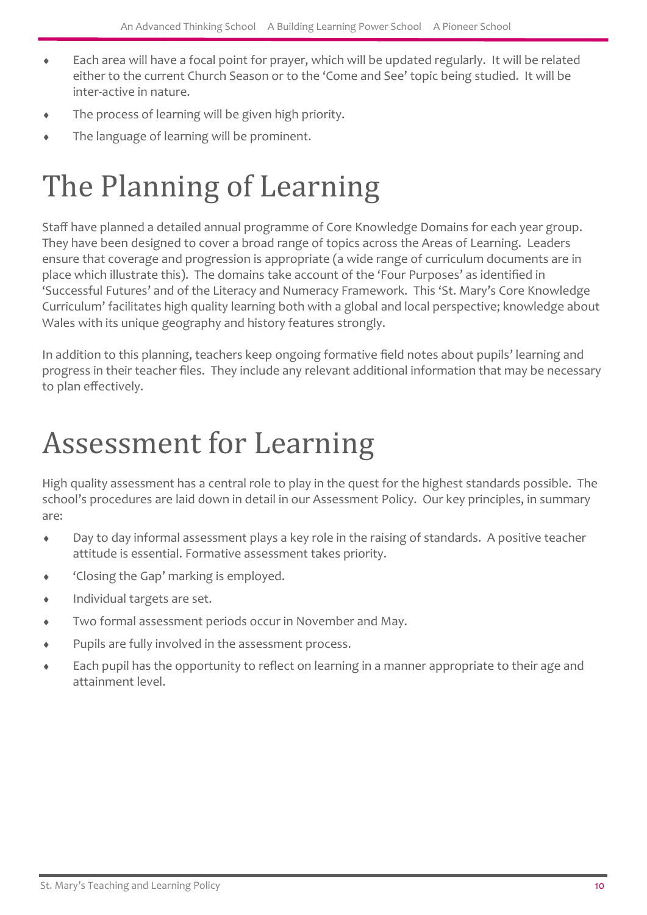- Each area will have a focal point for prayer, which will be updated regularly. It will be related either to the current Church Season or to the 'Come and See' topic being studied. It will be inter-active in nature.
- The process of learning will be given high priority.
- The language of learning will be prominent.

# The Planning of Learning

Staff have planned a detailed annual programme of Core Knowledge Domains for each year group. They have been designed to cover a broad range of topics across the Areas of Learning. Leaders ensure that coverage and progression is appropriate (a wide range of curriculum documents are in place which illustrate this). The domains take account of the 'Four Purposes' as identified in 'Successful Futures' and of the Literacy and Numeracy Framework. This 'St. Mary's Core Knowledge Curriculum' facilitates high quality learning both with a global and local perspective; knowledge about Wales with its unique geography and history features strongly.

In addition to this planning, teachers keep ongoing formative field notes about pupils' learning and progress in their teacher files. They include any relevant additional information that may be necessary to plan effectively.

# Assessment for Learning

High quality assessment has a central role to play in the quest for the highest standards possible. The school's procedures are laid down in detail in our Assessment Policy. Our key principles, in summary are:

- Day to day informal assessment plays a key role in the raising of standards. A positive teacher attitude is essential. Formative assessment takes priority.
- 'Closing the Gap' marking is employed.
- Individual targets are set.
- Two formal assessment periods occur in November and May.
- Pupils are fully involved in the assessment process.
- Each pupil has the opportunity to reflect on learning in a manner appropriate to their age and attainment level.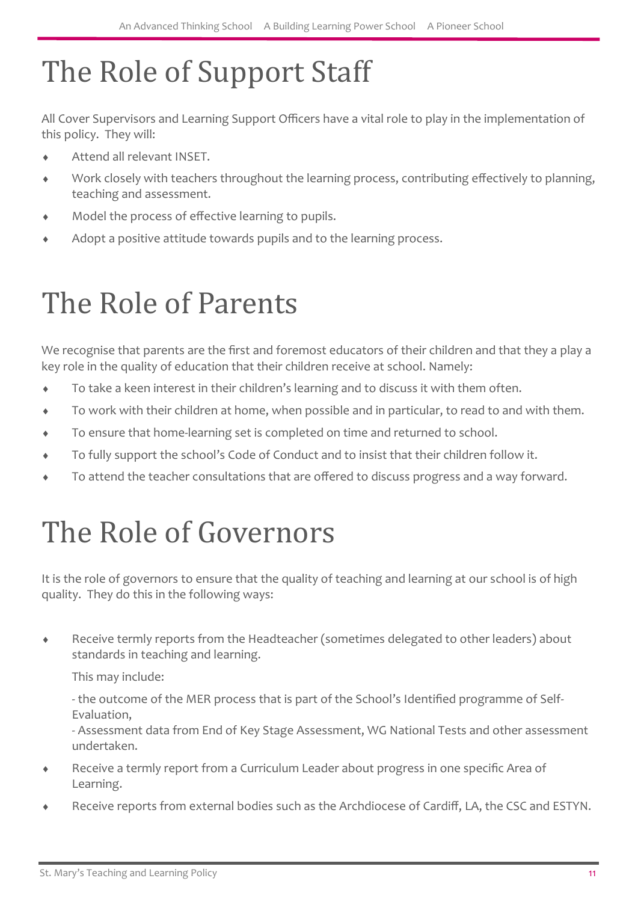# The Role of Support Staff

All Cover Supervisors and Learning Support Officers have a vital role to play in the implementation of this policy. They will:

- Attend all relevant INSET.
- Work closely with teachers throughout the learning process, contributing effectively to planning, teaching and assessment.
- Model the process of effective learning to pupils.
- Adopt a positive attitude towards pupils and to the learning process.

# The Role of Parents

We recognise that parents are the first and foremost educators of their children and that they a play a key role in the quality of education that their children receive at school. Namely:

- To take a keen interest in their children's learning and to discuss it with them often.
- To work with their children at home, when possible and in particular, to read to and with them.
- To ensure that home-learning set is completed on time and returned to school.
- To fully support the school's Code of Conduct and to insist that their children follow it.
- To attend the teacher consultations that are offered to discuss progress and a way forward.

# The Role of Governors

It is the role of governors to ensure that the quality of teaching and learning at our school is of high quality. They do this in the following ways:

- Receive termly reports from the Headteacher (sometimes delegated to other leaders) about standards in teaching and learning.

  This may include:

  - the outcome of the MER process that is part of the School's Identified programme of Self-Evaluation,
  - Assessment data from End of Key Stage Assessment, WG National Tests and other assessment undertaken.
- Receive a termly report from a Curriculum Leader about progress in one specific Area of Learning.
- Receive reports from external bodies such as the Archdiocese of Cardiff, LA, the CSC and ESTYN.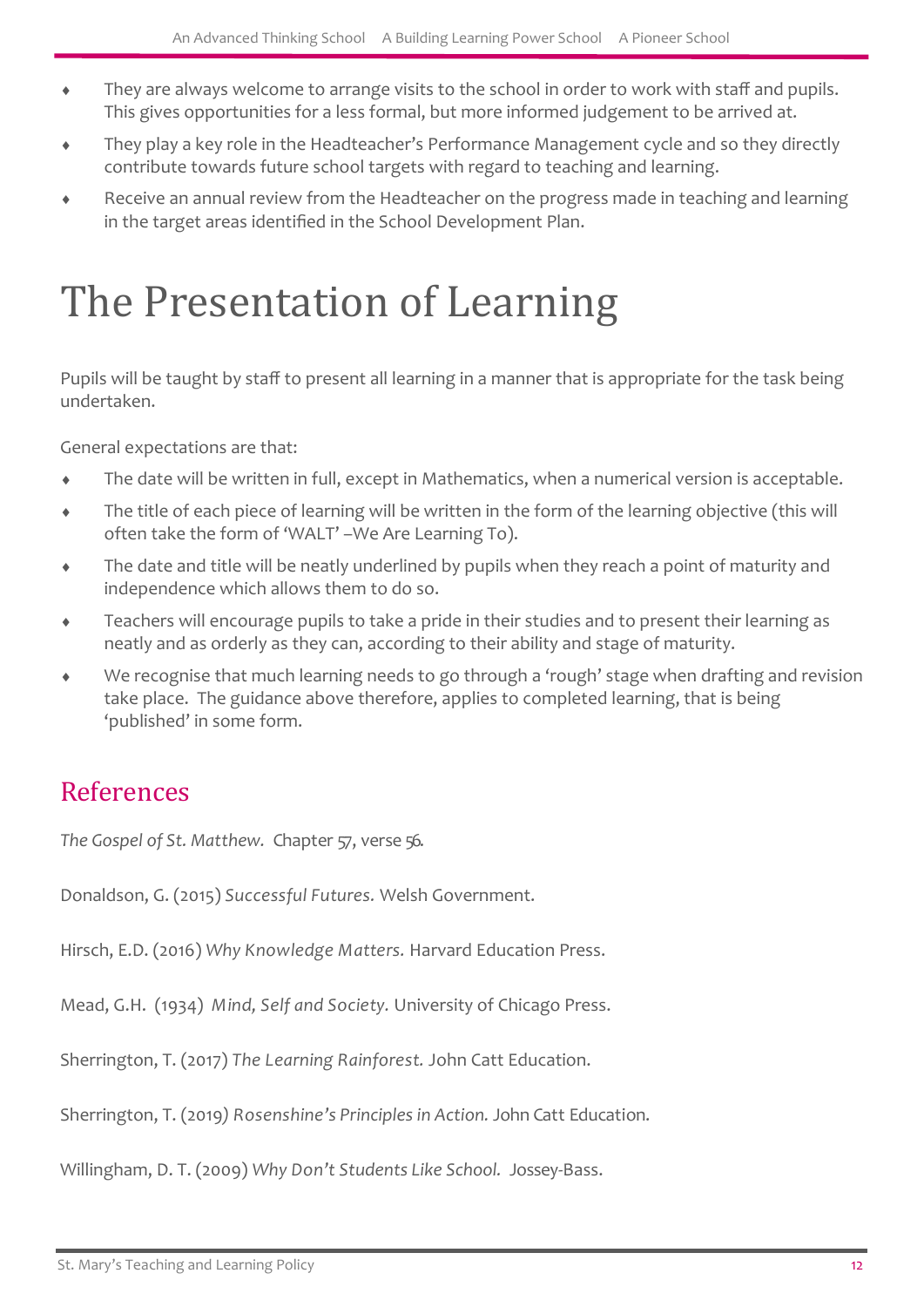- They are always welcome to arrange visits to the school in order to work with staff and pupils. This gives opportunities for a less formal, but more informed judgement to be arrived at.
- They play a key role in the Headteacher's Performance Management cycle and so they directly contribute towards future school targets with regard to teaching and learning.
- Receive an annual review from the Headteacher on the progress made in teaching and learning in the target areas identified in the School Development Plan.

# The Presentation of Learning

Pupils will be taught by staff to present all learning in a manner that is appropriate for the task being undertaken.

General expectations are that:

- The date will be written in full, except in Mathematics, when a numerical version is acceptable.
- The title of each piece of learning will be written in the form of the learning objective (this will often take the form of 'WALT' –We Are Learning To).
- The date and title will be neatly underlined by pupils when they reach a point of maturity and independence which allows them to do so.
- Teachers will encourage pupils to take a pride in their studies and to present their learning as neatly and as orderly as they can, according to their ability and stage of maturity.
- We recognise that much learning needs to go through a 'rough' stage when drafting and revision take place. The guidance above therefore, applies to completed learning, that is being 'published' in some form.

## References

*The Gospel of St. Matthew.* Chapter 57, verse 56.

Donaldson, G. (2015) *Successful Futures.* Welsh Government.

Hirsch, E.D. (2016) *Why Knowledge Matters.* Harvard Education Press.

Mead, G.H. (1934) *Mind, Self and Society.* University of Chicago Press.

Sherrington, T. (2017) *The Learning Rainforest.* John Catt Education.

Sherrington, T. (2019) *Rosenshine's Principles in Action.* John Catt Education.

Willingham, D. T. (2009) *Why Don't Students Like School.* Jossey-Bass.